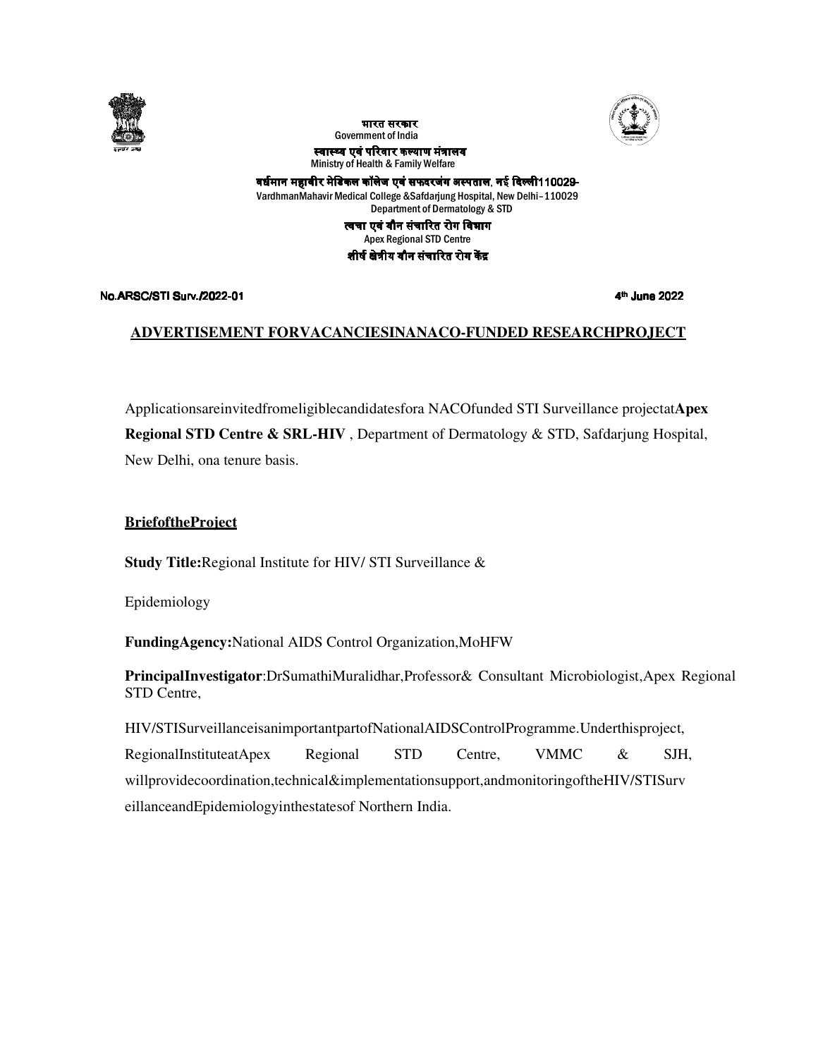भारत सरकार
Government of India
स्वास्थ्य एवं परिवार कल्याण मंत्रालय
Ministry of Health & Family Welfare
वर्धमान महावीर मेडिकल कॉलेज एवं सफदरजंग अस्पताल, नई दिल्ली110029-
VardhmanMahavir Medical College &Safdarjung Hospital, New Delhi–110029
Department of Dermatology & STD
त्वचा एवं यौन संचारित रोग विभाग
Apex Regional STD Centre
शीर्ष क्षेत्रीय यौन संचारित रोग केंद्र

**No.ARSC/STI Surv./2022-01** **4th June 2022**

## ADVERTISEMENT FORVACANCIESINANACO-FUNDED RESEARCHPROJECT

Applicationsareinvitedfromeligiblecandidatesfora NACOfunded STI Surveillance projectat**Apex Regional STD Centre & SRL-HIV** , Department of Dermatology & STD, Safdarjung Hospital, New Delhi, ona tenure basis.

### BriefoftheProject

**Study Title:**Regional Institute for HIV/ STI Surveillance &

Epidemiology

**FundingAgency:**National AIDS Control Organization,MoHFW

**PrincipalInvestigator**:DrSumathiMuralidhar,Professor& Consultant Microbiologist,Apex Regional STD Centre,

HIV/STISurveillanceisanimportantpartofNationalAIDSControlProgramme.Underthisproject, RegionalInstituteatApex Regional STD Centre, VMMC & SJH, willprovidecoordination,technical&implementationsupport,andmonitoringoftheHIV/STISurveillanceandEpidemiologyinthestatesof Northern India.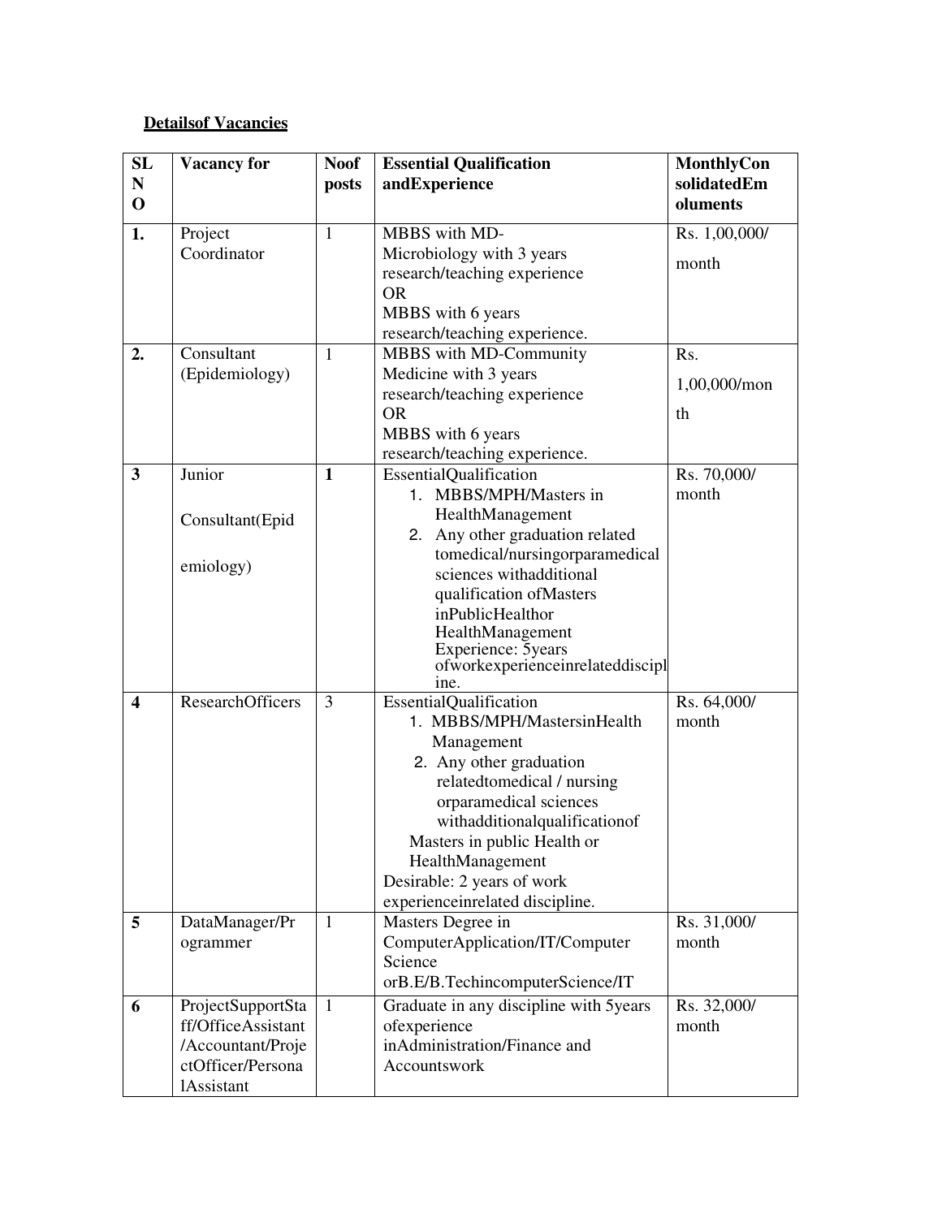**Detailsof Vacancies**

| SL NO | Vacancy for | Noof posts | Essential Qualification andExperience | MonthlyConsolidatedEmoluments |
|---|---|---|---|---|
| 1. | Project Coordinator | 1 | MBBS with MD-Microbiology with 3 years research/teaching experience<br>OR<br>MBBS with 6 years research/teaching experience. | Rs. 1,00,000/ month |
| 2. | Consultant (Epidemiology) | 1 | MBBS with MD-Community Medicine with 3 years research/teaching experience<br>OR<br>MBBS with 6 years research/teaching experience. | Rs. 1,00,000/month |
| 3 | Junior Consultant(Epidemiology) | **1** | EssentialQualification<br>1. MBBS/MPH/Masters in HealthManagement<br>2. Any other graduation related tomedical/nursingorparamedical sciences withadditional qualification ofMasters inPublicHealthor HealthManagement<br>Experience: 5years ofworkexperienceinrelateddiscipline. | Rs. 70,000/ month |
| 4 | ResearchOfficers | 3 | EssentialQualification<br>1. MBBS/MPH/MastersinHealth Management<br>2. Any other graduation relatedtomedical / nursing orparamedical sciences withadditionalqualificationof Masters in public Health or HealthManagement<br>Desirable: 2 years of work experienceinrelated discipline. | Rs. 64,000/ month |
| 5 | DataManager/Programmer | 1 | Masters Degree in ComputerApplication/IT/Computer Science orB.E/B.TechincomputerScience/IT | Rs. 31,000/ month |
| 6 | ProjectSupportStaff/OfficeAssistant/Accountant/ProjectOfficer/PersonalAssistant | 1 | Graduate in any discipline with 5years ofexperience inAdministration/Finance and Accountswork | Rs. 32,000/ month |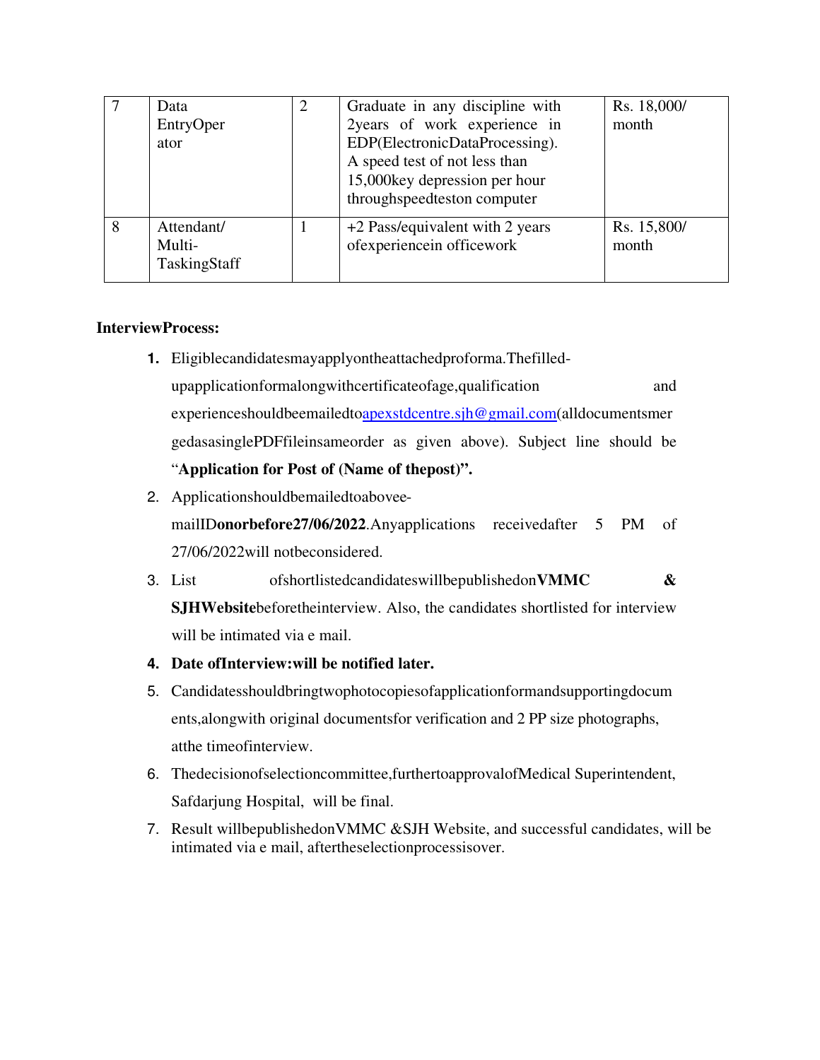| 7 | Data EntryOperator | 2 | Graduate in any discipline with 2years of work experience in EDP(ElectronicDataProcessing). A speed test of not less than 15,000key depression per hour throughspeedteston computer | Rs. 18,000/ month |
|---|---|---|---|---|
| 8 | Attendant/ Multi-TaskingStaff | 1 | +2 Pass/equivalent with 2 years ofexperiencein officework | Rs. 15,800/ month |

**InterviewProcess:**

1. Eligiblecandidatesmayapplyontheattachedproforma.Thefilled-upapplicationformalongwithcertificateofage,qualification and experienceshouldbeemailedtoapexstdcentre.sjh@gmail.com(alldocumentsmergedasasinglePDFfileinsameorder as given above). Subject line should be "**Application for Post of (Name of thepost)".**
2. Applicationshouldbemailedtoabovee-mailID**onorbefore27/06/2022**.Anyapplications receivedafter 5 PM of 27/06/2022will notbeconsidered.
3. List ofshortlistedcandidateswillbepublishedon**VMMC & SJHWebsite**beforetheinterview. Also, the candidates shortlisted for interview will be intimated via e mail.
4. **Date ofInterview:will be notified later.**
5. Candidatesshouldbringtwophotocopiesofapplicationformandsupportingdocuments,alongwith original documentsfor verification and 2 PP size photographs, atthe timeofinterview.
6. Thedecisionofselectioncommittee,furthertoapprovalofMedical Superintendent, Safdarjung Hospital, will be final.
7. Result willbepublishedonVMMC &SJH Website, and successful candidates, will be intimated via e mail, aftertheselectionprocessisover.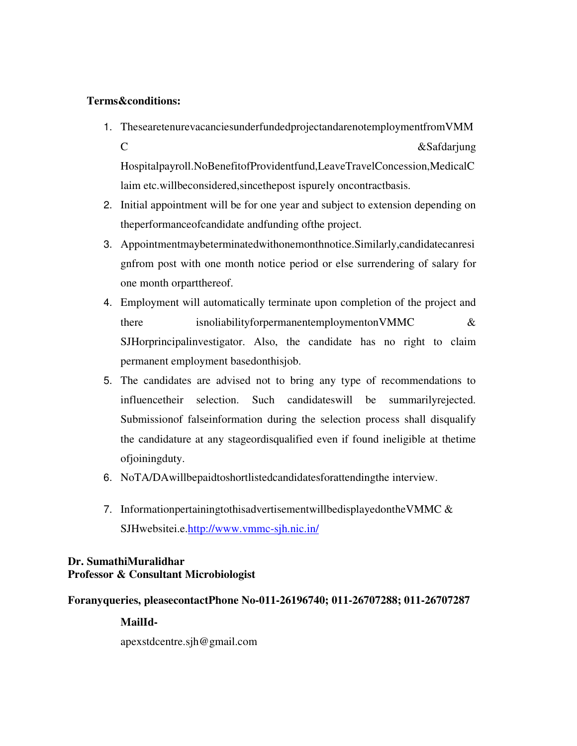**Terms&conditions:**

1. Thesearetenurevacanciesunderfundedprojectandarenotemploymentfrom VMMC &Safdarjung Hospitalpayroll.NoBenefitofProvidentfund,LeaveTravelConcession,MedicalClaim etc.willbeconsidered,sincethepost ispurely oncontractbasis.
2. Initial appointment will be for one year and subject to extension depending on theperformanceofcandidate andfunding ofthe project.
3. Appointmentmaybeterminatedwithonemonthnotice.Similarly,candidatecanresignfrom post with one month notice period or else surrendering of salary for one month orpartthereof.
4. Employment will automatically terminate upon completion of the project and there isnoliabilityforpermanentemploymentonVMMC & SJHorprincipalinvestigator. Also, the candidate has no right to claim permanent employment basedonthisjob.
5. The candidates are advised not to bring any type of recommendations to influencetheir selection. Such candidateswill be summarilyrejected. Submissionof falseinformation during the selection process shall disqualify the candidature at any stageordisqualified even if found ineligible at thetime ofjoiningduty.
6. NoTA/DAwillbepaidtoshortlistedcandidatesforattendingthe interview.
7. InformationpertainingtothisadvertisementwillbedisplayedontheVMMC & SJHwebsitei.e.[http://www.vmmc-sjh.nic.in/](http://www.vmmc-sjh.nic.in/)

**Dr. SumathiMuralidhar**
**Professor & Consultant Microbiologist**

**Foranyqueries, pleasecontactPhone No-011-26196740; 011-26707288; 011-26707287**

**MailId-**

apexstdcentre.sjh@gmail.com